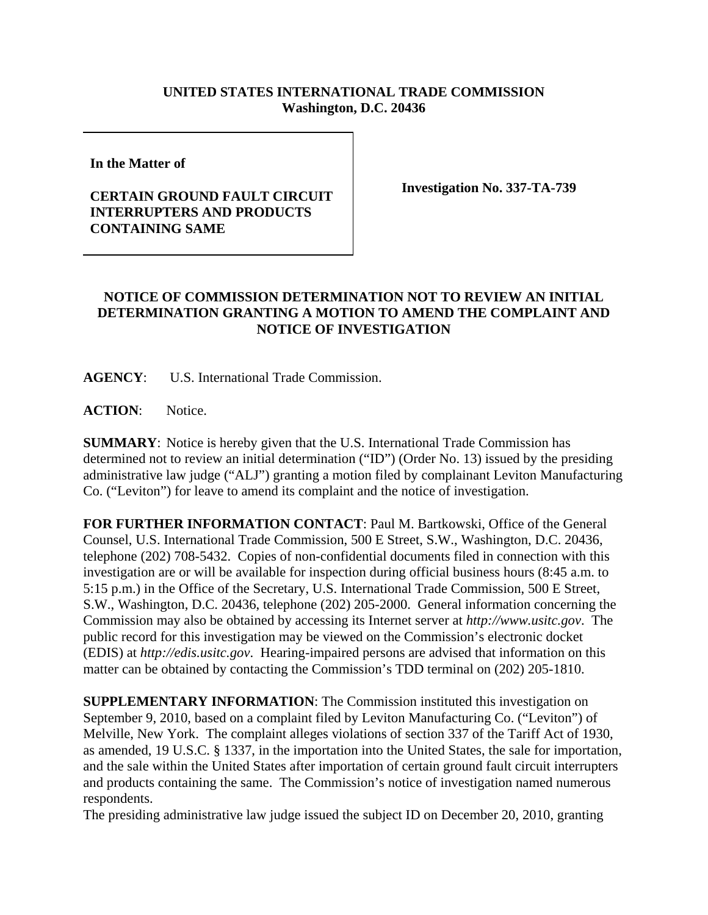**UNITED STATES INTERNATIONAL TRADE COMMISSION**
**Washington, D.C. 20436**

**In the Matter of**

**CERTAIN GROUND FAULT CIRCUIT INTERRUPTERS AND PRODUCTS CONTAINING SAME**

**Investigation No. 337-TA-739**

## NOTICE OF COMMISSION DETERMINATION NOT TO REVIEW AN INITIAL DETERMINATION GRANTING A MOTION TO AMEND THE COMPLAINT AND NOTICE OF INVESTIGATION

**AGENCY**: U.S. International Trade Commission.

**ACTION**: Notice.

**SUMMARY**: Notice is hereby given that the U.S. International Trade Commission has determined not to review an initial determination ("ID") (Order No. 13) issued by the presiding administrative law judge ("ALJ") granting a motion filed by complainant Leviton Manufacturing Co. ("Leviton") for leave to amend its complaint and the notice of investigation.

**FOR FURTHER INFORMATION CONTACT**: Paul M. Bartkowski, Office of the General Counsel, U.S. International Trade Commission, 500 E Street, S.W., Washington, D.C. 20436, telephone (202) 708-5432. Copies of non-confidential documents filed in connection with this investigation are or will be available for inspection during official business hours (8:45 a.m. to 5:15 p.m.) in the Office of the Secretary, U.S. International Trade Commission, 500 E Street, S.W., Washington, D.C. 20436, telephone (202) 205-2000. General information concerning the Commission may also be obtained by accessing its Internet server at *http://www.usitc.gov*. The public record for this investigation may be viewed on the Commission's electronic docket (EDIS) at *http://edis.usitc.gov*. Hearing-impaired persons are advised that information on this matter can be obtained by contacting the Commission's TDD terminal on (202) 205-1810.

**SUPPLEMENTARY INFORMATION**: The Commission instituted this investigation on September 9, 2010, based on a complaint filed by Leviton Manufacturing Co. ("Leviton") of Melville, New York. The complaint alleges violations of section 337 of the Tariff Act of 1930, as amended, 19 U.S.C. § 1337, in the importation into the United States, the sale for importation, and the sale within the United States after importation of certain ground fault circuit interrupters and products containing the same. The Commission's notice of investigation named numerous respondents.

The presiding administrative law judge issued the subject ID on December 20, 2010, granting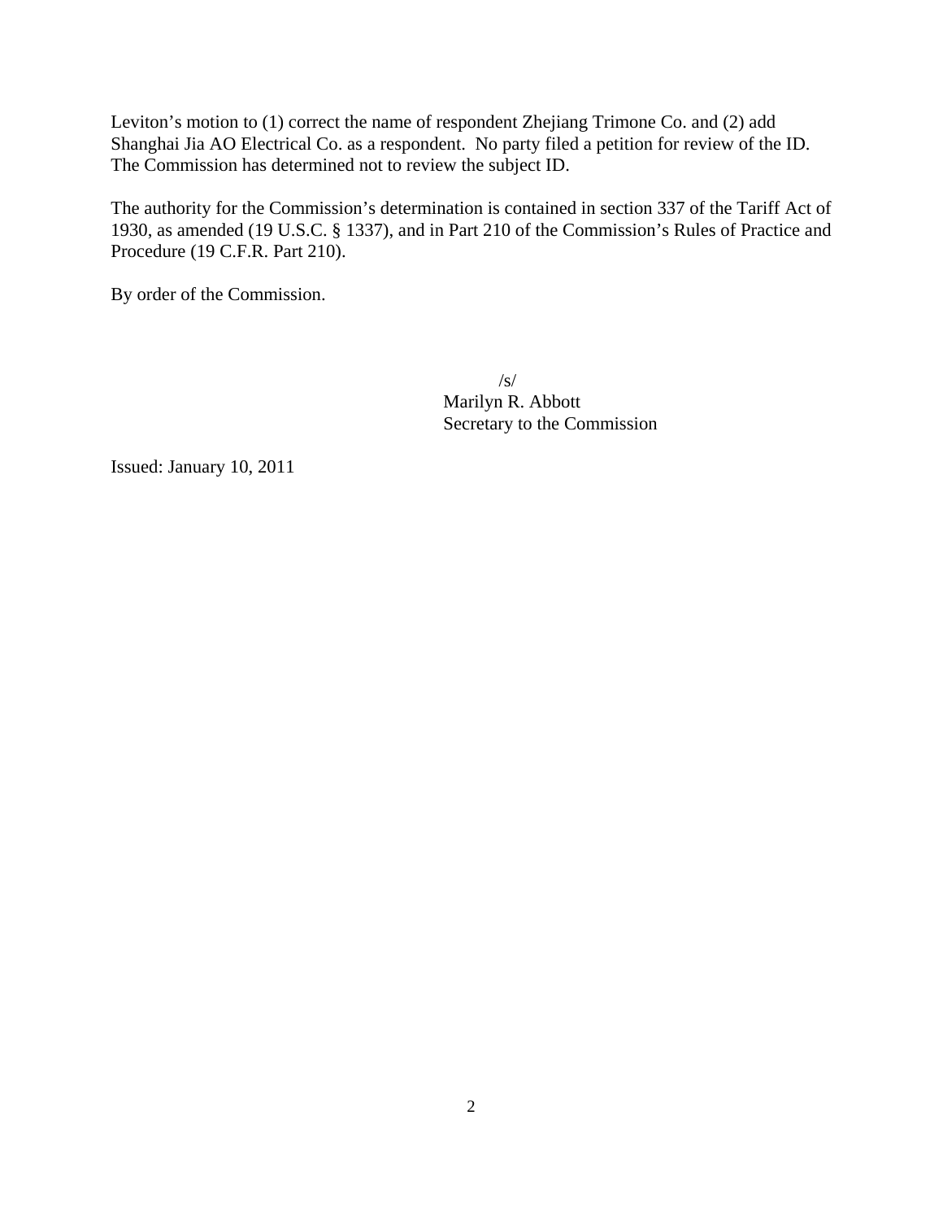Leviton's motion to (1) correct the name of respondent Zhejiang Trimone Co. and (2) add Shanghai Jia AO Electrical Co. as a respondent. No party filed a petition for review of the ID. The Commission has determined not to review the subject ID.

The authority for the Commission's determination is contained in section 337 of the Tariff Act of 1930, as amended (19 U.S.C. § 1337), and in Part 210 of the Commission's Rules of Practice and Procedure (19 C.F.R. Part 210).

By order of the Commission.

/s/
Marilyn R. Abbott
Secretary to the Commission

Issued: January 10, 2011